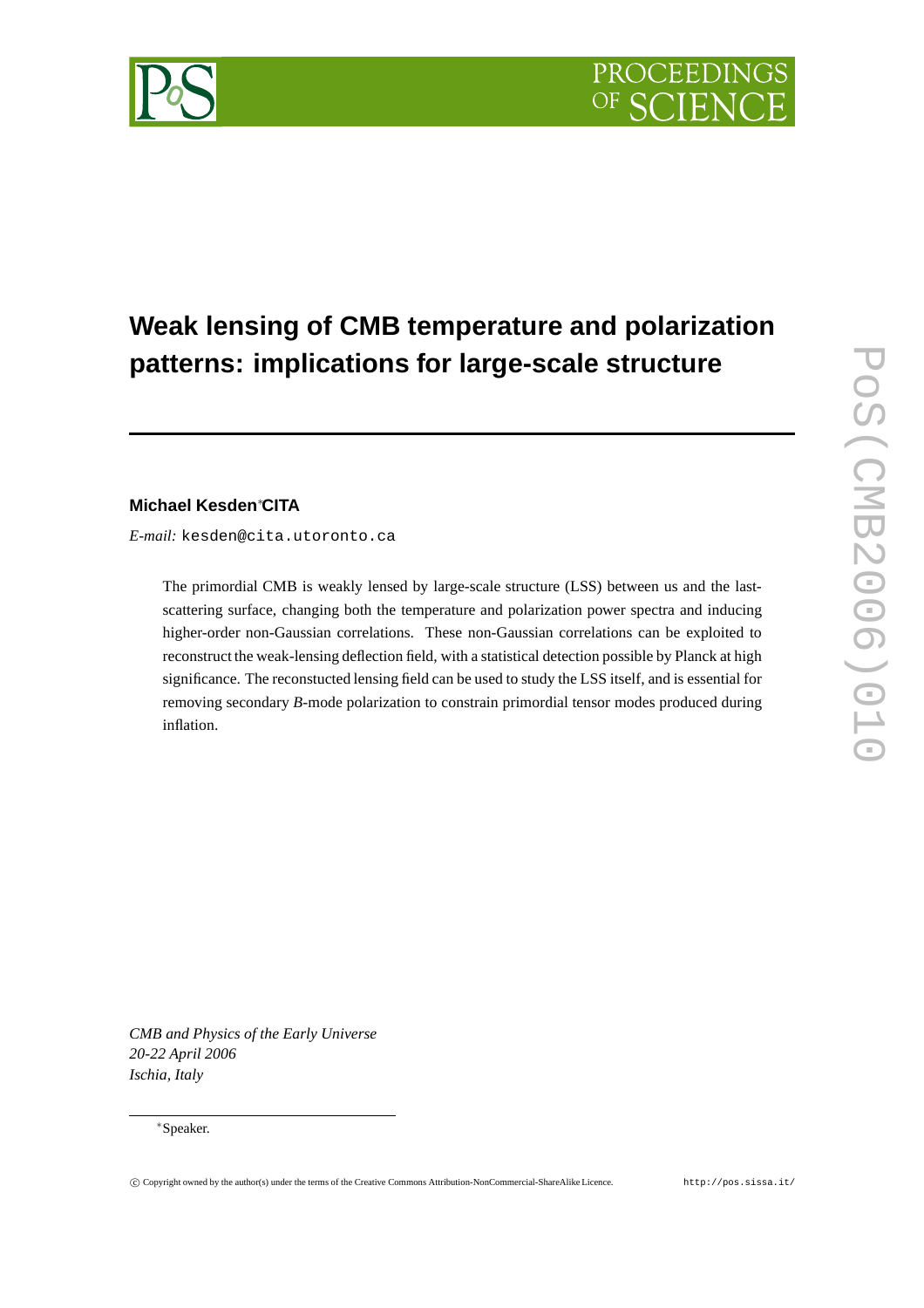# Weak lensing of CMB temperature and polarization patterns: implications for large-scale structure

**Michael Kesden**[*] **CITA**

*E-mail:* kesden@cita.utoronto.ca

The primordial CMB is weakly lensed by large-scale structure (LSS) between us and the last-scattering surface, changing both the temperature and polarization power spectra and inducing higher-order non-Gaussian correlations. These non-Gaussian correlations can be exploited to reconstruct the weak-lensing deflection field, with a statistical detection possible by Planck at high significance. The reconstucted lensing field can be used to study the LSS itself, and is essential for removing secondary *B*-mode polarization to constrain primordial tensor modes produced during inflation.

*CMB and Physics of the Early Universe*
*20-22 April 2006*
*Ischia, Italy*

[*]Speaker.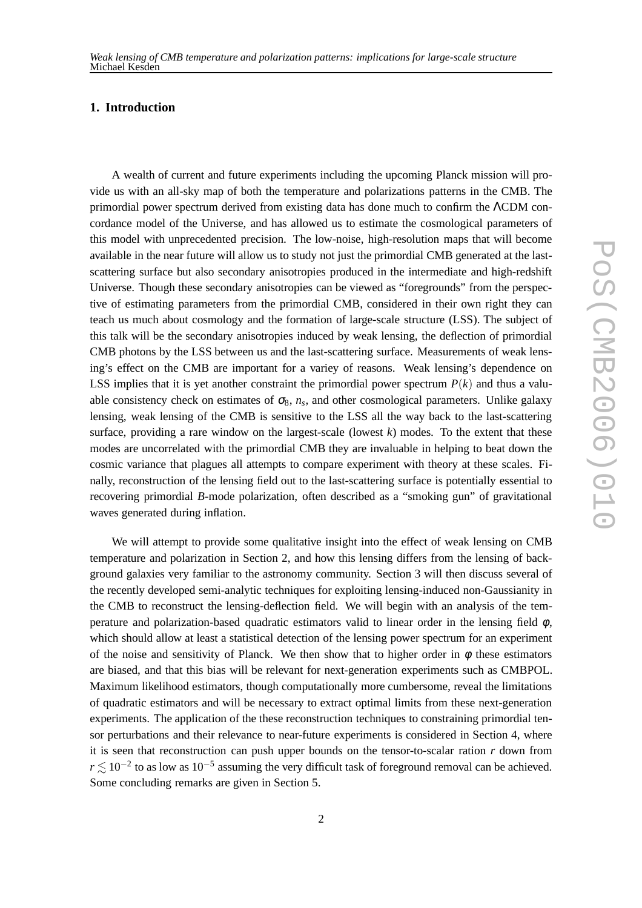## 1. Introduction

A wealth of current and future experiments including the upcoming Planck mission will provide us with an all-sky map of both the temperature and polarizations patterns in the CMB. The primordial power spectrum derived from existing data has done much to confirm the ΛCDM concordance model of the Universe, and has allowed us to estimate the cosmological parameters of this model with unprecedented precision. The low-noise, high-resolution maps that will become available in the near future will allow us to study not just the primordial CMB generated at the last-scattering surface but also secondary anisotropies produced in the intermediate and high-redshift Universe. Though these secondary anisotropies can be viewed as "foregrounds" from the perspective of estimating parameters from the primordial CMB, considered in their own right they can teach us much about cosmology and the formation of large-scale structure (LSS). The subject of this talk will be the secondary anisotropies induced by weak lensing, the deflection of primordial CMB photons by the LSS between us and the last-scattering surface. Measurements of weak lensing's effect on the CMB are important for a variey of reasons. Weak lensing's dependence on LSS implies that it is yet another constraint the primordial power spectrum $P(k)$ and thus a valuable consistency check on estimates of $\sigma_8$, $n_s$, and other cosmological parameters. Unlike galaxy lensing, weak lensing of the CMB is sensitive to the LSS all the way back to the last-scattering surface, providing a rare window on the largest-scale (lowest $k$) modes. To the extent that these modes are uncorrelated with the primordial CMB they are invaluable in helping to beat down the cosmic variance that plagues all attempts to compare experiment with theory at these scales. Finally, reconstruction of the lensing field out to the last-scattering surface is potentially essential to recovering primordial $B$-mode polarization, often described as a "smoking gun" of gravitational waves generated during inflation.

We will attempt to provide some qualitative insight into the effect of weak lensing on CMB temperature and polarization in Section 2, and how this lensing differs from the lensing of background galaxies very familiar to the astronomy community. Section 3 will then discuss several of the recently developed semi-analytic techniques for exploiting lensing-induced non-Gaussianity in the CMB to reconstruct the lensing-deflection field. We will begin with an analysis of the temperature and polarization-based quadratic estimators valid to linear order in the lensing field $\phi$, which should allow at least a statistical detection of the lensing power spectrum for an experiment of the noise and sensitivity of Planck. We then show that to higher order in $\phi$ these estimators are biased, and that this bias will be relevant for next-generation experiments such as CMBPOL. Maximum likelihood estimators, though computationally more cumbersome, reveal the limitations of quadratic estimators and will be necessary to extract optimal limits from these next-generation experiments. The application of the these reconstruction techniques to constraining primordial tensor perturbations and their relevance to near-future experiments is considered in Section 4, where it is seen that reconstruction can push upper bounds on the tensor-to-scalar ration $r$ down from $r \lesssim 10^{-2}$ to as low as $10^{-5}$ assuming the very difficult task of foreground removal can be achieved. Some concluding remarks are given in Section 5.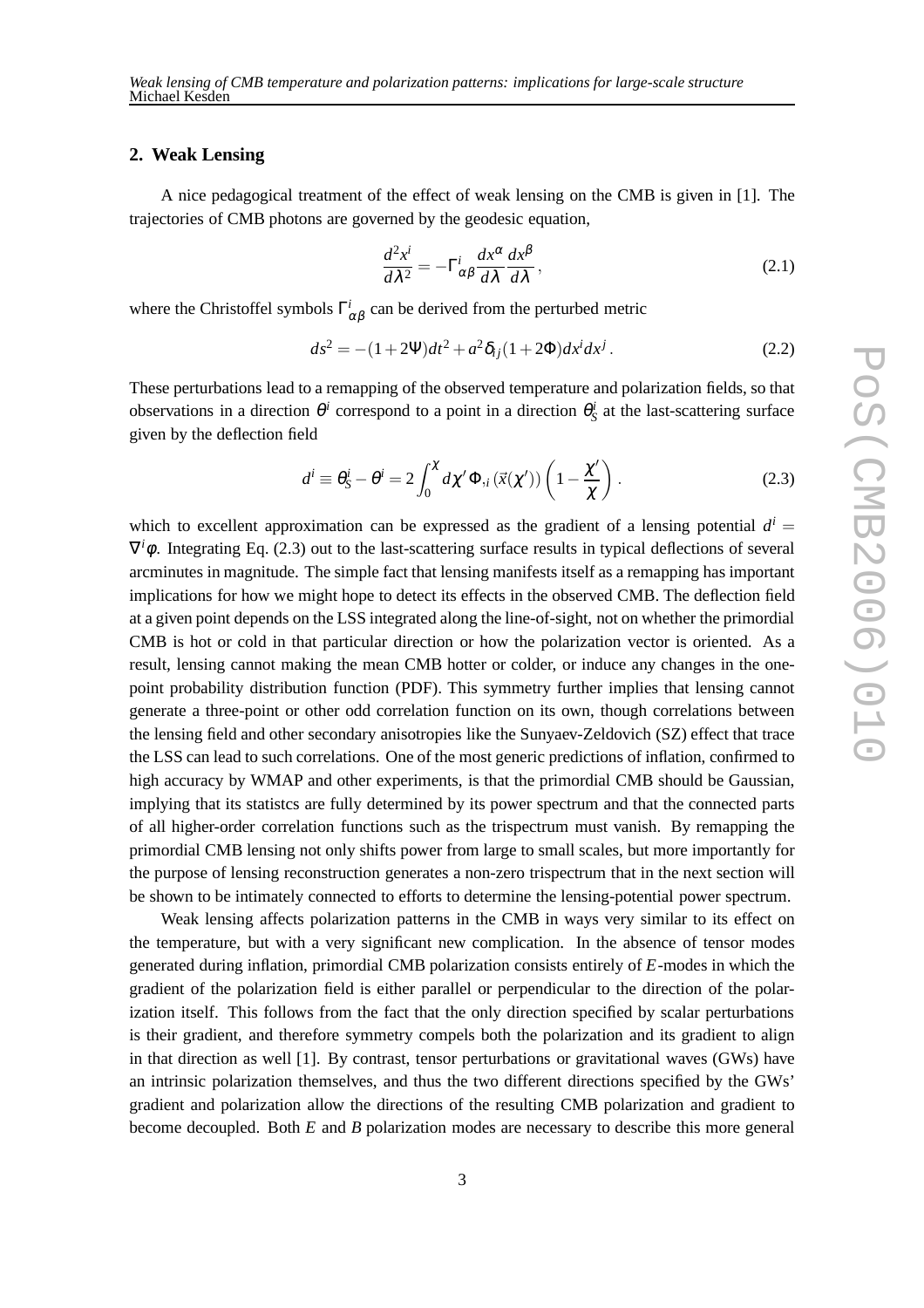## 2. Weak Lensing

A nice pedagogical treatment of the effect of weak lensing on the CMB is given in [1]. The trajectories of CMB photons are governed by the geodesic equation,

$$\frac{d^2x^i}{d\lambda^2} = -\Gamma^i_{\alpha\beta}\frac{dx^\alpha}{d\lambda}\frac{dx^\beta}{d\lambda}\,, \tag{2.1}$$

where the Christoffel symbols $\Gamma^i_{\alpha\beta}$ can be derived from the perturbed metric

$$ds^2 = -(1+2\Psi)dt^2 + a^2\delta_{ij}(1+2\Phi)dx^i dx^j\,. \tag{2.2}$$

These perturbations lead to a remapping of the observed temperature and polarization fields, so that observations in a direction $\theta^i$ correspond to a point in a direction $\theta^i_S$ at the last-scattering surface given by the deflection field

$$d^i \equiv \theta^i_S - \theta^i = 2\int_0^\chi d\chi'\,\Phi_{,i}\left(\vec{x}(\chi')\right)\left(1-\frac{\chi'}{\chi}\right)\,. \tag{2.3}$$

which to excellent approximation can be expressed as the gradient of a lensing potential $d^i = \nabla^i\phi$. Integrating Eq. (2.3) out to the last-scattering surface results in typical deflections of several arcminutes in magnitude. The simple fact that lensing manifests itself as a remapping has important implications for how we might hope to detect its effects in the observed CMB. The deflection field at a given point depends on the LSS integrated along the line-of-sight, not on whether the primordial CMB is hot or cold in that particular direction or how the polarization vector is oriented. As a result, lensing cannot making the mean CMB hotter or colder, or induce any changes in the one-point probability distribution function (PDF). This symmetry further implies that lensing cannot generate a three-point or other odd correlation function on its own, though correlations between the lensing field and other secondary anisotropies like the Sunyaev-Zeldovich (SZ) effect that trace the LSS can lead to such correlations. One of the most generic predictions of inflation, confirmed to high accuracy by WMAP and other experiments, is that the primordial CMB should be Gaussian, implying that its statistcs are fully determined by its power spectrum and that the connected parts of all higher-order correlation functions such as the trispectrum must vanish. By remapping the primordial CMB lensing not only shifts power from large to small scales, but more importantly for the purpose of lensing reconstruction generates a non-zero trispectrum that in the next section will be shown to be intimately connected to efforts to determine the lensing-potential power spectrum.

Weak lensing affects polarization patterns in the CMB in ways very similar to its effect on the temperature, but with a very significant new complication. In the absence of tensor modes generated during inflation, primordial CMB polarization consists entirely of $E$-modes in which the gradient of the polarization field is either parallel or perpendicular to the direction of the polarization itself. This follows from the fact that the only direction specified by scalar perturbations is their gradient, and therefore symmetry compels both the polarization and its gradient to align in that direction as well [1]. By contrast, tensor perturbations or gravitational waves (GWs) have an intrinsic polarization themselves, and thus the two different directions specified by the GWs' gradient and polarization allow the directions of the resulting CMB polarization and gradient to become decoupled. Both $E$ and $B$ polarization modes are necessary to describe this more general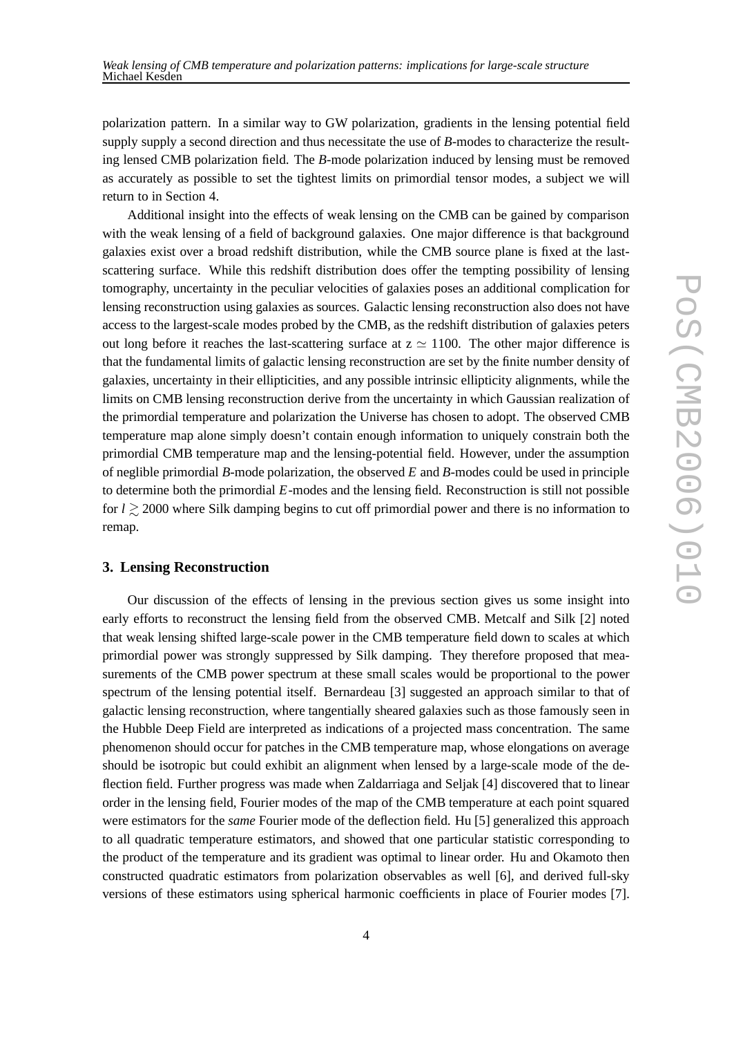polarization pattern. In a similar way to GW polarization, gradients in the lensing potential field supply supply a second direction and thus necessitate the use of *B*-modes to characterize the resulting lensed CMB polarization field. The *B*-mode polarization induced by lensing must be removed as accurately as possible to set the tightest limits on primordial tensor modes, a subject we will return to in Section 4.

Additional insight into the effects of weak lensing on the CMB can be gained by comparison with the weak lensing of a field of background galaxies. One major difference is that background galaxies exist over a broad redshift distribution, while the CMB source plane is fixed at the last-scattering surface. While this redshift distribution does offer the tempting possibility of lensing tomography, uncertainty in the peculiar velocities of galaxies poses an additional complication for lensing reconstruction using galaxies as sources. Galactic lensing reconstruction also does not have access to the largest-scale modes probed by the CMB, as the redshift distribution of galaxies peters out long before it reaches the last-scattering surface at $z \simeq 1100$. The other major difference is that the fundamental limits of galactic lensing reconstruction are set by the finite number density of galaxies, uncertainty in their ellipticities, and any possible intrinsic ellipticity alignments, while the limits on CMB lensing reconstruction derive from the uncertainty in which Gaussian realization of the primordial temperature and polarization the Universe has chosen to adopt. The observed CMB temperature map alone simply doesn't contain enough information to uniquely constrain both the primordial CMB temperature map and the lensing-potential field. However, under the assumption of neglible primordial *B*-mode polarization, the observed *E* and *B*-modes could be used in principle to determine both the primordial *E*-modes and the lensing field. Reconstruction is still not possible for $l \gtrsim 2000$ where Silk damping begins to cut off primordial power and there is no information to remap.

## 3. Lensing Reconstruction

Our discussion of the effects of lensing in the previous section gives us some insight into early efforts to reconstruct the lensing field from the observed CMB. Metcalf and Silk [2] noted that weak lensing shifted large-scale power in the CMB temperature field down to scales at which primordial power was strongly suppressed by Silk damping. They therefore proposed that measurements of the CMB power spectrum at these small scales would be proportional to the power spectrum of the lensing potential itself. Bernardeau [3] suggested an approach similar to that of galactic lensing reconstruction, where tangentially sheared galaxies such as those famously seen in the Hubble Deep Field are interpreted as indications of a projected mass concentration. The same phenomenon should occur for patches in the CMB temperature map, whose elongations on average should be isotropic but could exhibit an alignment when lensed by a large-scale mode of the deflection field. Further progress was made when Zaldarriaga and Seljak [4] discovered that to linear order in the lensing field, Fourier modes of the map of the CMB temperature at each point squared were estimators for the *same* Fourier mode of the deflection field. Hu [5] generalized this approach to all quadratic temperature estimators, and showed that one particular statistic corresponding to the product of the temperature and its gradient was optimal to linear order. Hu and Okamoto then constructed quadratic estimators from polarization observables as well [6], and derived full-sky versions of these estimators using spherical harmonic coefficients in place of Fourier modes [7].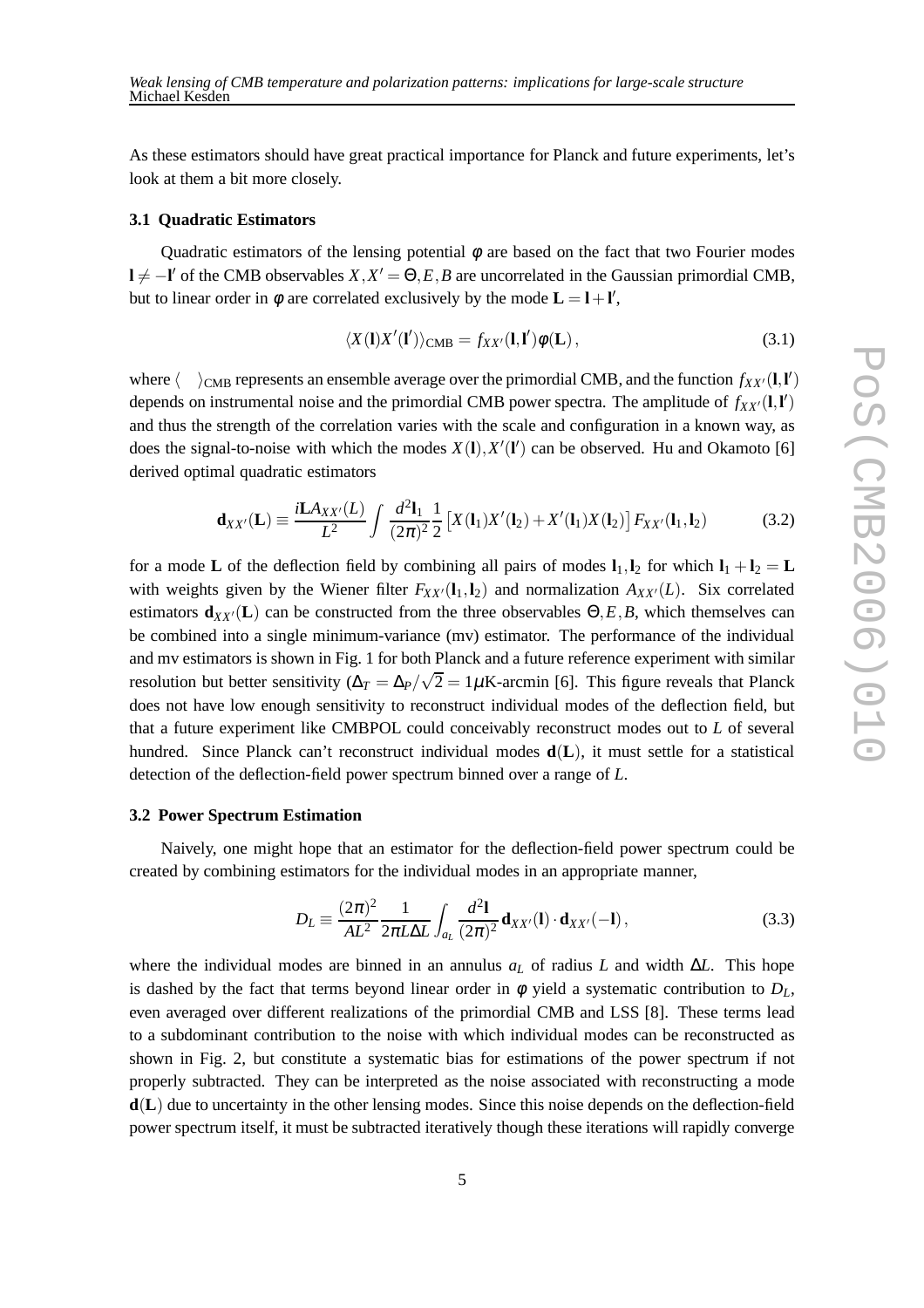As these estimators should have great practical importance for Planck and future experiments, let's look at them a bit more closely.

### 3.1 Quadratic Estimators

Quadratic estimators of the lensing potential $\phi$ are based on the fact that two Fourier modes $\mathbf{l} \neq -\mathbf{l}'$ of the CMB observables $X, X' = \Theta, E, B$ are uncorrelated in the Gaussian primordial CMB, but to linear order in $\phi$ are correlated exclusively by the mode $\mathbf{L} = \mathbf{l} + \mathbf{l}'$,

$$\langle X(\mathbf{l}) X'(\mathbf{l}') \rangle_{\rm CMB} = f_{XX'}(\mathbf{l}, \mathbf{l}') \phi(\mathbf{L}) \,, \tag{3.1}$$

where $\langle \quad \rangle_{\rm CMB}$ represents an ensemble average over the primordial CMB, and the function $f_{XX'}(\mathbf{l}, \mathbf{l}')$ depends on instrumental noise and the primordial CMB power spectra. The amplitude of $f_{XX'}(\mathbf{l}, \mathbf{l}')$ and thus the strength of the correlation varies with the scale and configuration in a known way, as does the signal-to-noise with which the modes $X(\mathbf{l}), X'(\mathbf{l}')$ can be observed. Hu and Okamoto [6] derived optimal quadratic estimators

$$\mathbf{d}_{XX'}(\mathbf{L}) \equiv \frac{i\mathbf{L} A_{XX'}(L)}{L^2} \int \frac{d^2\mathbf{l}_1}{(2\pi)^2} \frac{1}{2} \left[ X(\mathbf{l}_1) X'(\mathbf{l}_2) + X'(\mathbf{l}_1) X(\mathbf{l}_2) \right] F_{XX'}(\mathbf{l}_1, \mathbf{l}_2) \tag{3.2}$$

for a mode $\mathbf{L}$ of the deflection field by combining all pairs of modes $\mathbf{l}_1, \mathbf{l}_2$ for which $\mathbf{l}_1 + \mathbf{l}_2 = \mathbf{L}$ with weights given by the Wiener filter $F_{XX'}(\mathbf{l}_1, \mathbf{l}_2)$ and normalization $A_{XX'}(L)$. Six correlated estimators $\mathbf{d}_{XX'}(\mathbf{L})$ can be constructed from the three observables $\Theta, E, B$, which themselves can be combined into a single minimum-variance (mv) estimator. The performance of the individual and mv estimators is shown in Fig. 1 for both Planck and a future reference experiment with similar resolution but better sensitivity ($\Delta_T = \Delta_P/\sqrt{2} = 1\mu$K-arcmin [6]. This figure reveals that Planck does not have low enough sensitivity to reconstruct individual modes of the deflection field, but that a future experiment like CMBPOL could conceivably reconstruct modes out to $L$ of several hundred. Since Planck can't reconstruct individual modes $\mathbf{d}(\mathbf{L})$, it must settle for a statistical detection of the deflection-field power spectrum binned over a range of $L$.

### 3.2 Power Spectrum Estimation

Naively, one might hope that an estimator for the deflection-field power spectrum could be created by combining estimators for the individual modes in an appropriate manner,

$$D_L \equiv \frac{(2\pi)^2}{AL^2} \frac{1}{2\pi L \Delta L} \int_{a_L} \frac{d^2\mathbf{l}}{(2\pi)^2} \mathbf{d}_{XX'}(\mathbf{l}) \cdot \mathbf{d}_{XX'}(-\mathbf{l}) \,, \tag{3.3}$$

where the individual modes are binned in an annulus $a_L$ of radius $L$ and width $\Delta L$. This hope is dashed by the fact that terms beyond linear order in $\phi$ yield a systematic contribution to $D_L$, even averaged over different realizations of the primordial CMB and LSS [8]. These terms lead to a subdominant contribution to the noise with which individual modes can be reconstructed as shown in Fig. 2, but constitute a systematic bias for estimations of the power spectrum if not properly subtracted. They can be interpreted as the noise associated with reconstructing a mode $\mathbf{d}(\mathbf{L})$ due to uncertainty in the other lensing modes. Since this noise depends on the deflection-field power spectrum itself, it must be subtracted iteratively though these iterations will rapidly converge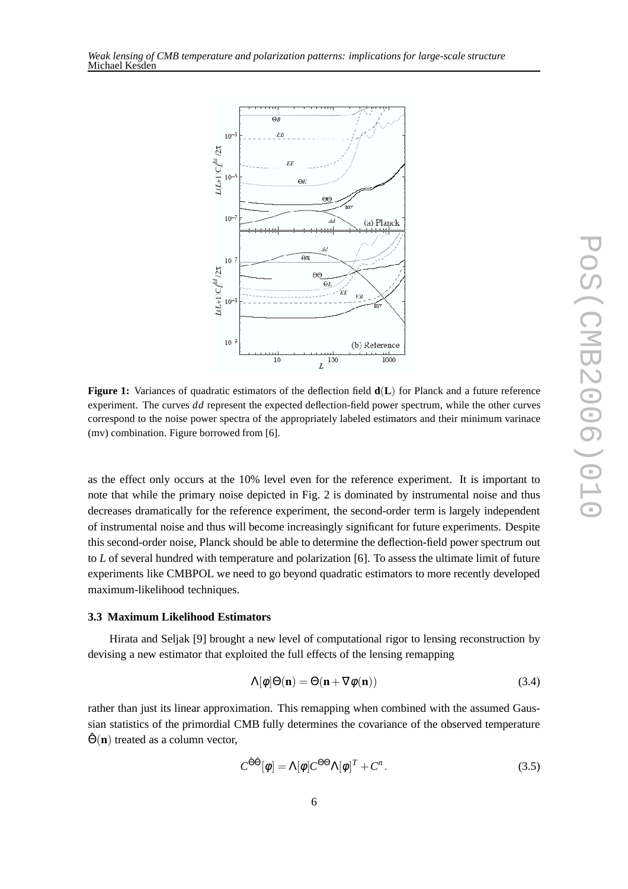**Figure 1:** Variances of quadratic estimators of the deflection field $\mathbf{d}(\mathbf{L})$ for Planck and a future reference experiment. The curves $dd$ represent the expected deflection-field power spectrum, while the other curves correspond to the noise power spectra of the appropriately labeled estimators and their minimum varinace (mv) combination. Figure borrowed from [6].

as the effect only occurs at the 10% level even for the reference experiment. It is important to note that while the primary noise depicted in Fig. 2 is dominated by instrumental noise and thus decreases dramatically for the reference experiment, the second-order term is largely independent of instrumental noise and thus will become increasingly significant for future experiments. Despite this second-order noise, Planck should be able to determine the deflection-field power spectrum out to $L$ of several hundred with temperature and polarization [6]. To assess the ultimate limit of future experiments like CMBPOL we need to go beyond quadratic estimators to more recently developed maximum-likelihood techniques.

### 3.3 Maximum Likelihood Estimators

Hirata and Seljak [9] brought a new level of computational rigor to lensing reconstruction by devising a new estimator that exploited the full effects of the lensing remapping

$$\Lambda[\phi]\Theta(\mathbf{n}) = \Theta(\mathbf{n} + \nabla\phi(\mathbf{n})) \tag{3.4}$$

rather than just its linear approximation. This remapping when combined with the assumed Gaussian statistics of the primordial CMB fully determines the covariance of the observed temperature $\hat{\Theta}(\mathbf{n})$ treated as a column vector,

$$C^{\hat{\Theta}\hat{\Theta}}[\phi] = \Lambda[\phi]C^{\Theta\Theta}\Lambda[\phi]^T + C^n. \tag{3.5}$$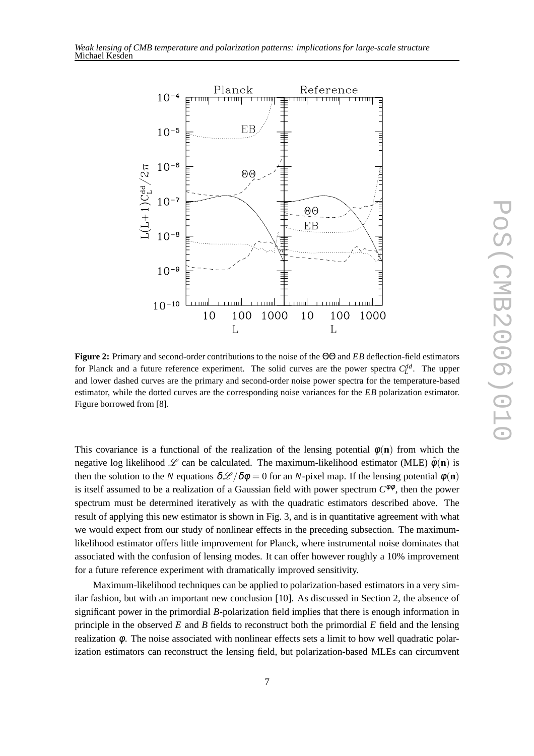**Figure 2:** Primary and second-order contributions to the noise of the $\Theta\Theta$ and *EB* deflection-field estimators for Planck and a future reference experiment. The solid curves are the power spectra $C_L^{dd}$. The upper and lower dashed curves are the primary and second-order noise power spectra for the temperature-based estimator, while the dotted curves are the corresponding noise variances for the *EB* polarization estimator. Figure borrowed from [8].

This covariance is a functional of the realization of the lensing potential $\phi(\mathbf{n})$ from which the negative log likelihood $\mathscr{L}$ can be calculated. The maximum-likelihood estimator (MLE) $\hat{\phi}(\mathbf{n})$ is then the solution to the $N$ equations $\delta\mathscr{L}/\delta\phi = 0$ for an $N$-pixel map. If the lensing potential $\phi(\mathbf{n})$ is itself assumed to be a realization of a Gaussian field with power spectrum $C^{\phi\phi}$, then the power spectrum must be determined iteratively as with the quadratic estimators described above. The result of applying this new estimator is shown in Fig. 3, and is in quantitative agreement with what we would expect from our study of nonlinear effects in the preceding subsection. The maximum-likelihood estimator offers little improvement for Planck, where instrumental noise dominates that associated with the confusion of lensing modes. It can offer however roughly a 10% improvement for a future reference experiment with dramatically improved sensitivity.

Maximum-likelihood techniques can be applied to polarization-based estimators in a very similar fashion, but with an important new conclusion [10]. As discussed in Section 2, the absence of significant power in the primordial *B*-polarization field implies that there is enough information in principle in the observed *E* and *B* fields to reconstruct both the primordial *E* field and the lensing realization $\phi$. The noise associated with nonlinear effects sets a limit to how well quadratic polarization estimators can reconstruct the lensing field, but polarization-based MLEs can circumvent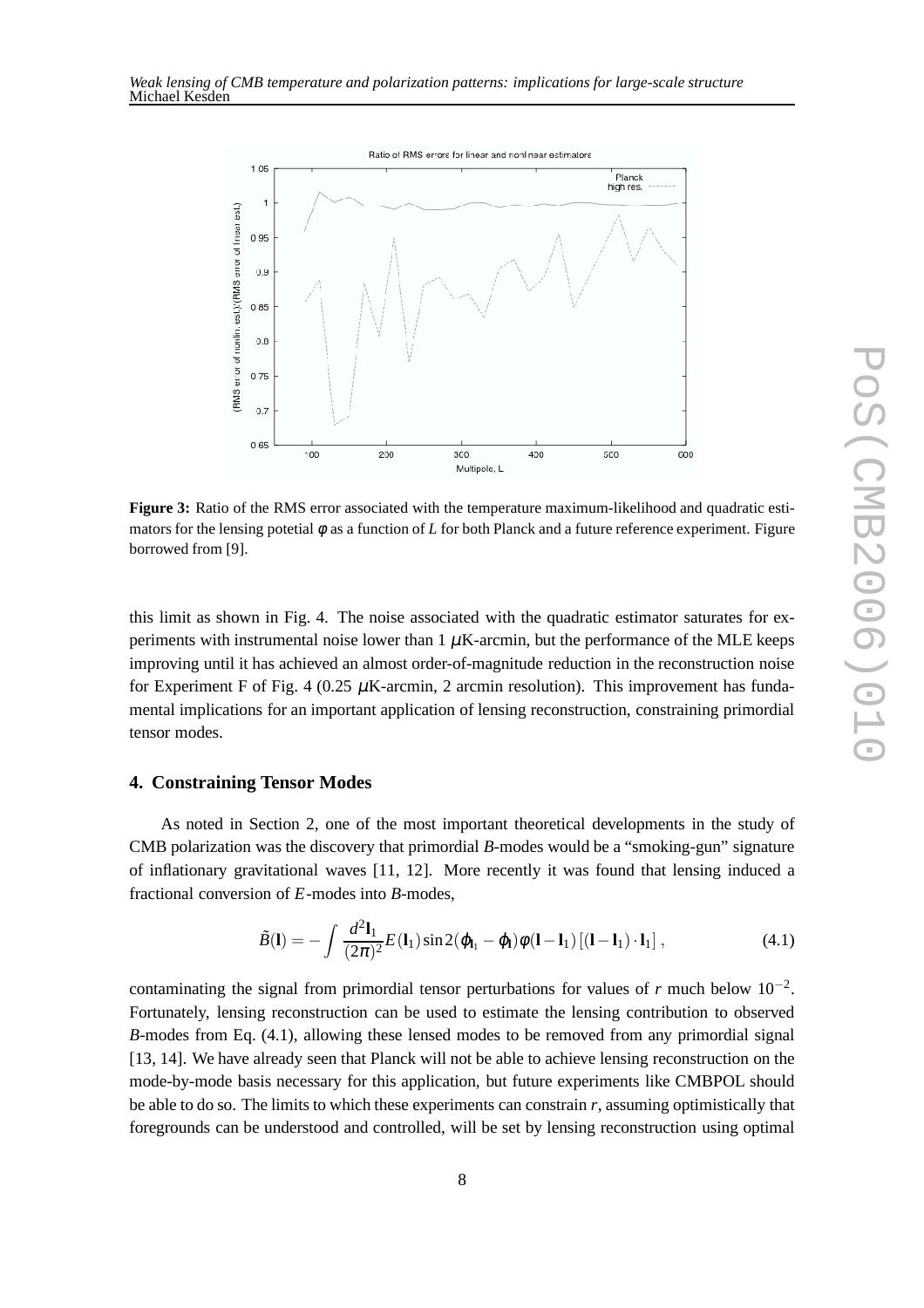**Figure 3:** Ratio of the RMS error associated with the temperature maximum-likelihood and quadratic estimators for the lensing potetial $\phi$ as a function of $L$ for both Planck and a future reference experiment. Figure borrowed from [9].

this limit as shown in Fig. 4. The noise associated with the quadratic estimator saturates for experiments with instrumental noise lower than 1 $\mu$K-arcmin, but the performance of the MLE keeps improving until it has achieved an almost order-of-magnitude reduction in the reconstruction noise for Experiment F of Fig. 4 (0.25 $\mu$K-arcmin, 2 arcmin resolution). This improvement has fundamental implications for an important application of lensing reconstruction, constraining primordial tensor modes.

## 4. Constraining Tensor Modes

As noted in Section 2, one of the most important theoretical developments in the study of CMB polarization was the discovery that primordial $B$-modes would be a "smoking-gun" signature of inflationary gravitational waves [11, 12]. More recently it was found that lensing induced a fractional conversion of $E$-modes into $B$-modes,

$$\tilde{B}(\mathbf{l}) = -\int \frac{d^2\mathbf{l}_1}{(2\pi)^2} E(\mathbf{l}_1) \sin 2(\varphi_{\mathbf{l}_1} - \varphi_{\mathbf{l}}) \phi(\mathbf{l} - \mathbf{l}_1) \left[ (\mathbf{l} - \mathbf{l}_1) \cdot \mathbf{l}_1 \right], \tag{4.1}$$

contaminating the signal from primordial tensor perturbations for values of $r$ much below $10^{-2}$. Fortunately, lensing reconstruction can be used to estimate the lensing contribution to observed $B$-modes from Eq. (4.1), allowing these lensed modes to be removed from any primordial signal [13, 14]. We have already seen that Planck will not be able to achieve lensing reconstruction on the mode-by-mode basis necessary for this application, but future experiments like CMBPOL should be able to do so. The limits to which these experiments can constrain $r$, assuming optimistically that foregrounds can be understood and controlled, will be set by lensing reconstruction using optimal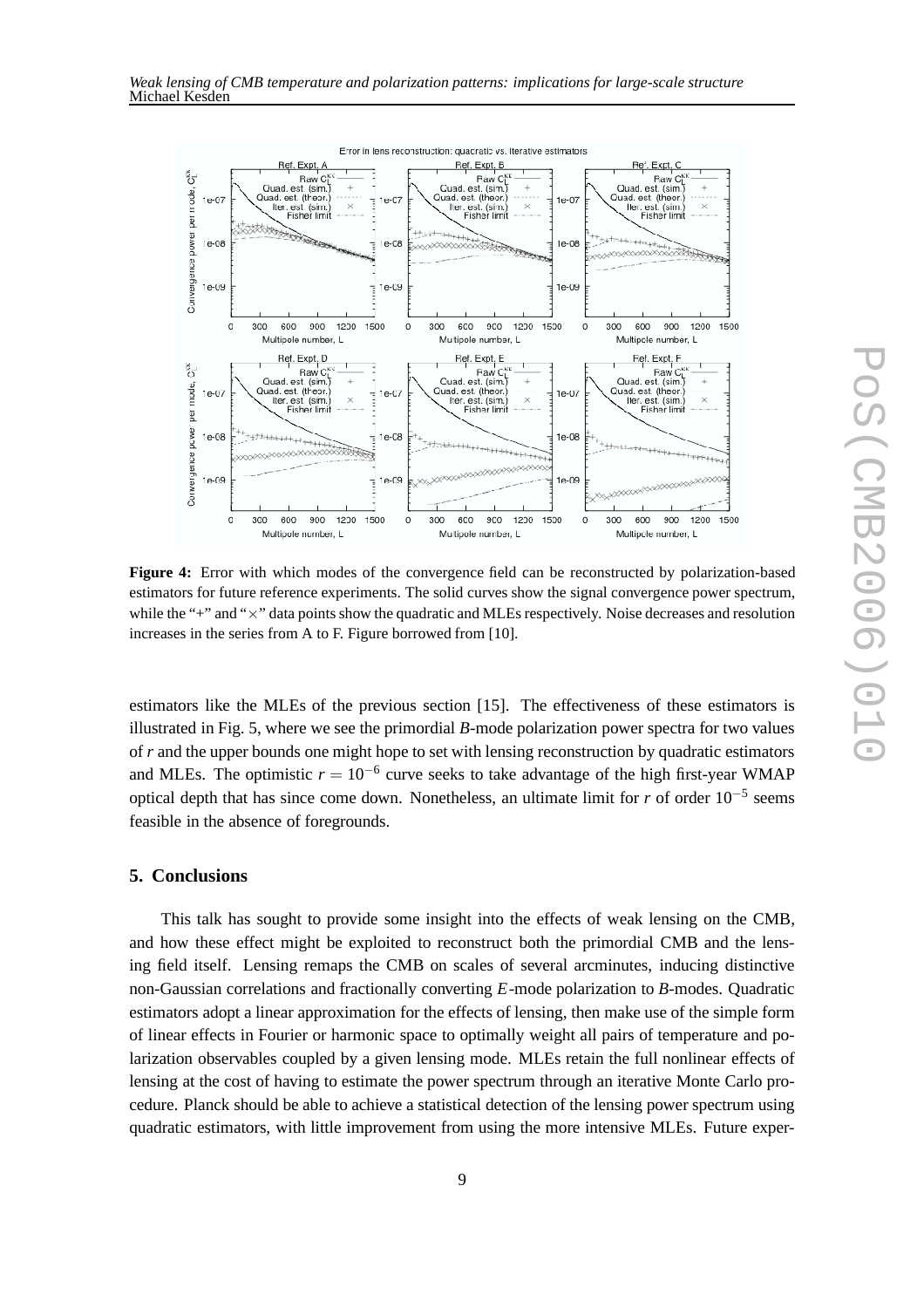**Figure 4:** Error with which modes of the convergence field can be reconstructed by polarization-based estimators for future reference experiments. The solid curves show the signal convergence power spectrum, while the "+" and "×" data points show the quadratic and MLEs respectively. Noise decreases and resolution increases in the series from A to F. Figure borrowed from [10].

estimators like the MLEs of the previous section [15]. The effectiveness of these estimators is illustrated in Fig. 5, where we see the primordial *B*-mode polarization power spectra for two values of $r$ and the upper bounds one might hope to set with lensing reconstruction by quadratic estimators and MLEs. The optimistic $r = 10^{-6}$ curve seeks to take advantage of the high first-year WMAP optical depth that has since come down. Nonetheless, an ultimate limit for $r$ of order $10^{-5}$ seems feasible in the absence of foregrounds.

## 5. Conclusions

This talk has sought to provide some insight into the effects of weak lensing on the CMB, and how these effect might be exploited to reconstruct both the primordial CMB and the lensing field itself. Lensing remaps the CMB on scales of several arcminutes, inducing distinctive non-Gaussian correlations and fractionally converting $E$-mode polarization to $B$-modes. Quadratic estimators adopt a linear approximation for the effects of lensing, then make use of the simple form of linear effects in Fourier or harmonic space to optimally weight all pairs of temperature and polarization observables coupled by a given lensing mode. MLEs retain the full nonlinear effects of lensing at the cost of having to estimate the power spectrum through an iterative Monte Carlo procedure. Planck should be able to achieve a statistical detection of the lensing power spectrum using quadratic estimators, with little improvement from using the more intensive MLEs. Future exper-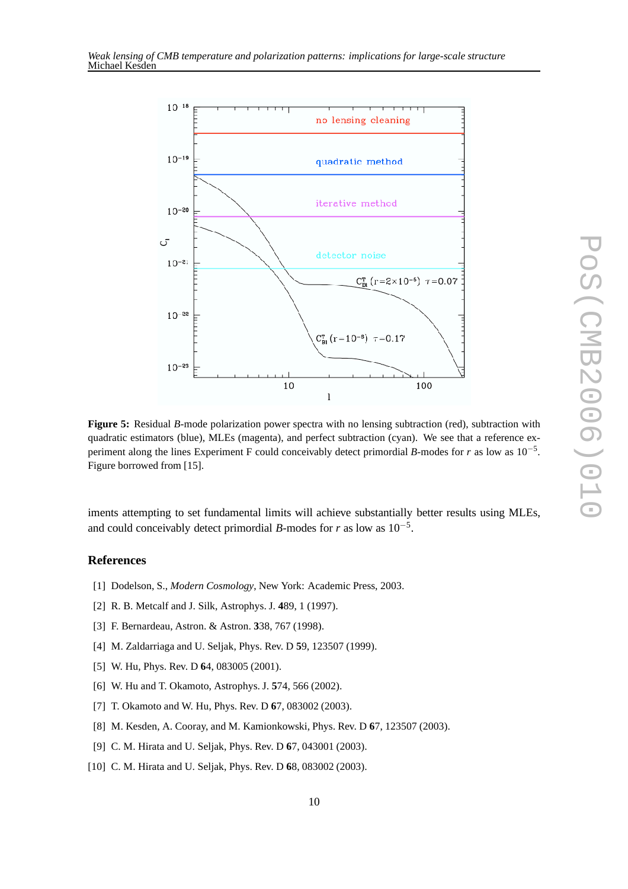**Figure 5:** Residual $B$-mode polarization power spectra with no lensing subtraction (red), subtraction with quadratic estimators (blue), MLEs (magenta), and perfect subtraction (cyan). We see that a reference experiment along the lines Experiment F could conceivably detect primordial $B$-modes for $r$ as low as $10^{-5}$. Figure borrowed from [15].

iments attempting to set fundamental limits will achieve substantially better results using MLEs, and could conceivably detect primordial $B$-modes for $r$ as low as $10^{-5}$.

## References

[1] Dodelson, S., *Modern Cosmology*, New York: Academic Press, 2003.

[2] R. B. Metcalf and J. Silk, Astrophys. J. **4**89, 1 (1997).

[3] F. Bernardeau, Astron. & Astron. **3**38, 767 (1998).

[4] M. Zaldarriaga and U. Seljak, Phys. Rev. D **5**9, 123507 (1999).

[5] W. Hu, Phys. Rev. D **6**4, 083005 (2001).

[6] W. Hu and T. Okamoto, Astrophys. J. **5**74, 566 (2002).

[7] T. Okamoto and W. Hu, Phys. Rev. D **6**7, 083002 (2003).

[8] M. Kesden, A. Cooray, and M. Kamionkowski, Phys. Rev. D **6**7, 123507 (2003).

[9] C. M. Hirata and U. Seljak, Phys. Rev. D **6**7, 043001 (2003).

[10] C. M. Hirata and U. Seljak, Phys. Rev. D **6**8, 083002 (2003).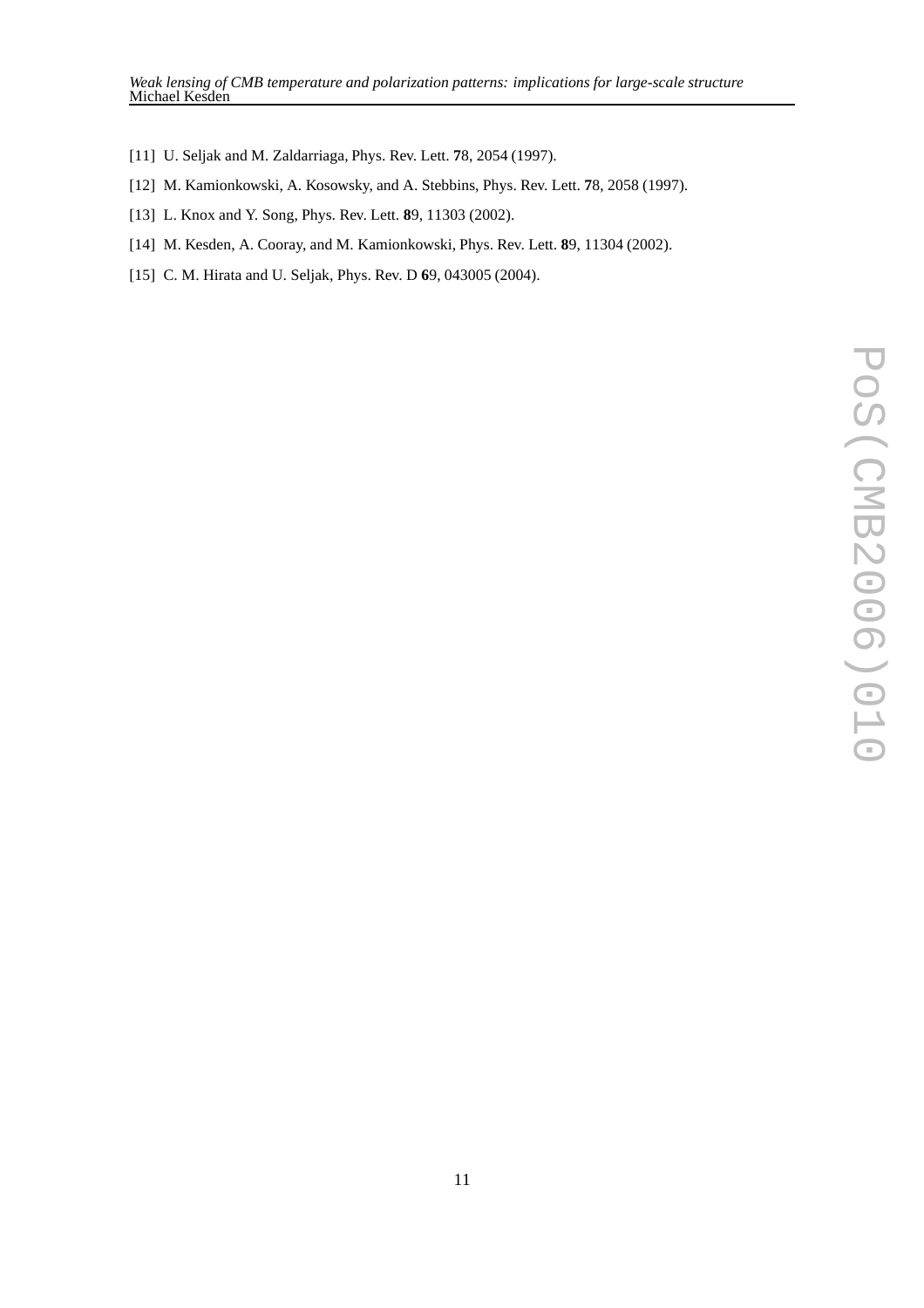[11] U. Seljak and M. Zaldarriaga, Phys. Rev. Lett. **7**8, 2054 (1997).

[12] M. Kamionkowski, A. Kosowsky, and A. Stebbins, Phys. Rev. Lett. **7**8, 2058 (1997).

[13] L. Knox and Y. Song, Phys. Rev. Lett. **8**9, 11303 (2002).

[14] M. Kesden, A. Cooray, and M. Kamionkowski, Phys. Rev. Lett. **8**9, 11304 (2002).

[15] C. M. Hirata and U. Seljak, Phys. Rev. D **6**9, 043005 (2004).